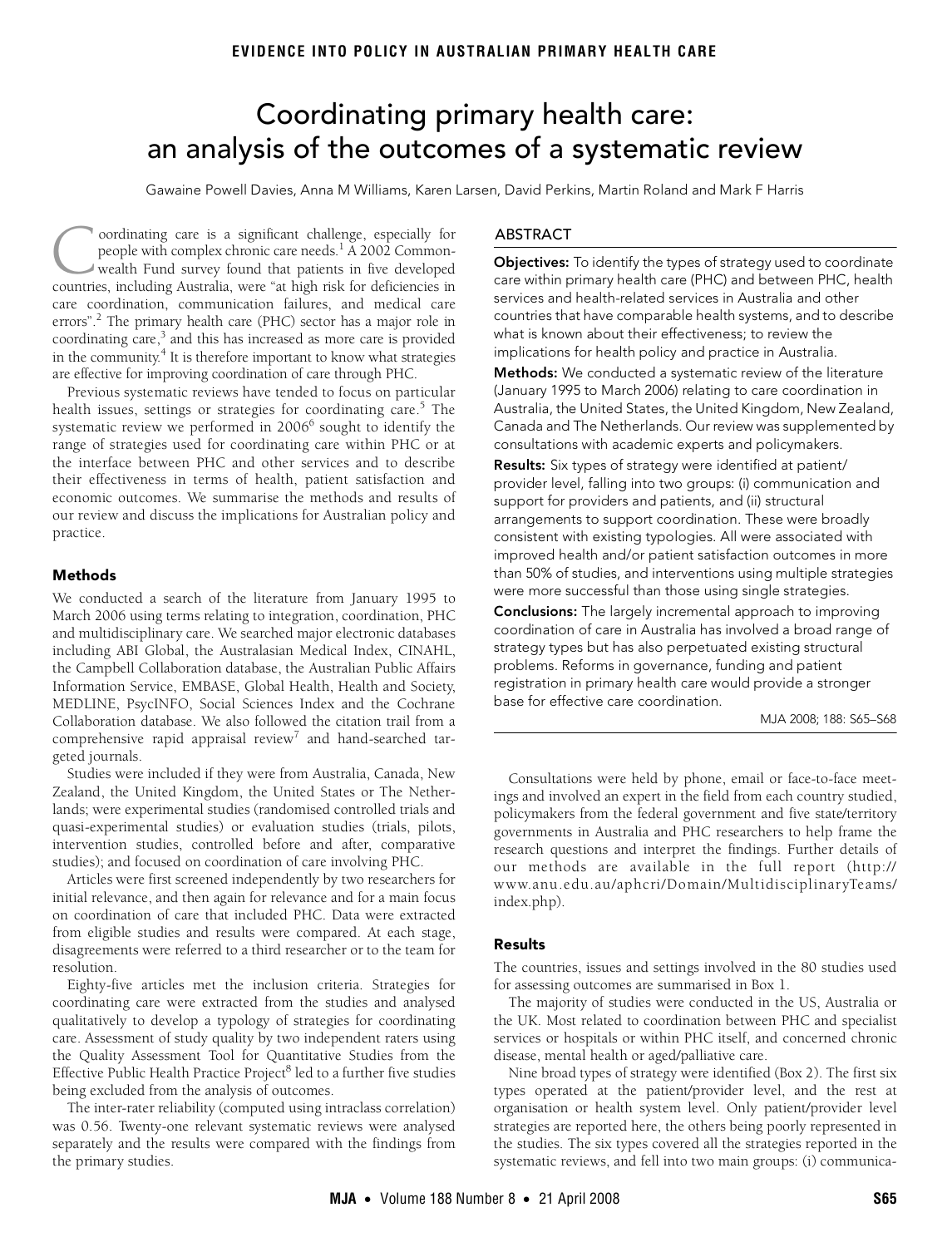# Coordinating primary health care: an analysis of the outcomes of a systematic review

Gawaine Powell Davies, Anna M Williams, Karen Larsen, David Perkins, Martin Roland and Mark F Harris

## ABSTRACT

**Objectives:** To identify the types of strategy used to coordinate care within primary health care (PHC) and between PHC, health services and health-related services in Australia and other countries that have comparable health systems, and to describe what is known about their effectiveness; to review the implications for health policy and practice in Australia.

**Methods:** We conducted a systematic review of the literature (January 1995 to March 2006) relating to care coordination in Australia, the United States, the United Kingdom, New Zealand, Canada and The Netherlands. Our review was supplemented by consultations with academic experts and policymakers.

**Results:** Six types of strategy were identified at patient/provider level, falling into two groups: (i) communication and support for providers and patients, and (ii) structural arrangements to support coordination. These were broadly consistent with existing typologies. All were associated with improved health and/or patient satisfaction outcomes in more than 50% of studies, and interventions using multiple strategies were more successful than those using single strategies.

**Conclusions:** The largely incremental approach to improving coordination of care in Australia has involved a broad range of strategy types but has also perpetuated existing structural problems. Reforms in governance, funding and patient registration in primary health care would provide a stronger base for effective care coordination.

MJA 2008; 188: S65–S68

Coordinating care is a significant challenge, especially for people with complex chronic care needs.[1] A 2002 Commonwealth Fund survey found that patients in five developed countries, including Australia, were "at high risk for deficiencies in care coordination, communication failures, and medical care errors".[2] The primary health care (PHC) sector has a major role in coordinating care,[3] and this has increased as more care is provided in the community.[4] It is therefore important to know what strategies are effective for improving coordination of care through PHC.

Previous systematic reviews have tended to focus on particular health issues, settings or strategies for coordinating care.[5] The systematic review we performed in 2006[6] sought to identify the range of strategies used for coordinating care within PHC or at the interface between PHC and other services and to describe their effectiveness in terms of health, patient satisfaction and economic outcomes. We summarise the methods and results of our review and discuss the implications for Australian policy and practice.

## Methods

We conducted a search of the literature from January 1995 to March 2006 using terms relating to integration, coordination, PHC and multidisciplinary care. We searched major electronic databases including ABI Global, the Australasian Medical Index, CINAHL, the Campbell Collaboration database, the Australian Public Affairs Information Service, EMBASE, Global Health, Health and Society, MEDLINE, PsycINFO, Social Sciences Index and the Cochrane Collaboration database. We also followed the citation trail from a comprehensive rapid appraisal review[7] and hand-searched targeted journals.

Studies were included if they were from Australia, Canada, New Zealand, the United Kingdom, the United States or The Netherlands; were experimental studies (randomised controlled trials and quasi-experimental studies) or evaluation studies (trials, pilots, intervention studies, controlled before and after, comparative studies); and focused on coordination of care involving PHC.

Articles were first screened independently by two researchers for initial relevance, and then again for relevance and for a main focus on coordination of care that included PHC. Data were extracted from eligible studies and results were compared. At each stage, disagreements were referred to a third researcher or to the team for resolution.

Eighty-five articles met the inclusion criteria. Strategies for coordinating care were extracted from the studies and analysed qualitatively to develop a typology of strategies for coordinating care. Assessment of study quality by two independent raters using the Quality Assessment Tool for Quantitative Studies from the Effective Public Health Practice Project[8] led to a further five studies being excluded from the analysis of outcomes.

The inter-rater reliability (computed using intraclass correlation) was 0.56. Twenty-one relevant systematic reviews were analysed separately and the results were compared with the findings from the primary studies.

Consultations were held by phone, email or face-to-face meetings and involved an expert in the field from each country studied, policymakers from the federal government and five state/territory governments in Australia and PHC researchers to help frame the research questions and interpret the findings. Further details of our methods are available in the full report (http://www.anu.edu.au/aphcri/Domain/MultidisciplinaryTeams/index.php).

## Results

The countries, issues and settings involved in the 80 studies used for assessing outcomes are summarised in Box 1.

The majority of studies were conducted in the US, Australia or the UK. Most related to coordination between PHC and specialist services or hospitals or within PHC itself, and concerned chronic disease, mental health or aged/palliative care.

Nine broad types of strategy were identified (Box 2). The first six types operated at the patient/provider level, and the rest at organisation or health system level. Only patient/provider level strategies are reported here, the others being poorly represented in the studies. The six types covered all the strategies reported in the systematic reviews, and fell into two main groups: (i) communica-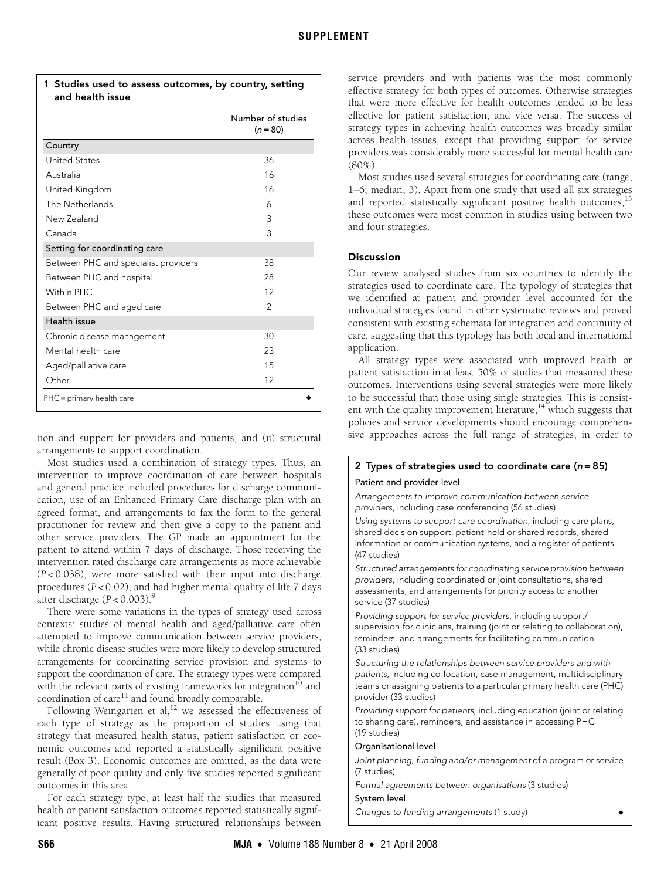**1 Studies used to assess outcomes, by country, setting and health issue**

| | Number of studies ($n = 80$) |
|---|---|
| **Country** | |
| United States | 36 |
| Australia | 16 |
| United Kingdom | 16 |
| The Netherlands | 6 |
| New Zealand | 3 |
| Canada | 3 |
| **Setting for coordinating care** | |
| Between PHC and specialist providers | 38 |
| Between PHC and hospital | 28 |
| Within PHC | 12 |
| Between PHC and aged care | 2 |
| **Health issue** | |
| Chronic disease management | 30 |
| Mental health care | 23 |
| Aged/palliative care | 15 |
| Other | 12 |

PHC = primary health care.

tion and support for providers and patients, and (ii) structural arrangements to support coordination.

Most studies used a combination of strategy types. Thus, an intervention to improve coordination of care between hospitals and general practice included procedures for discharge communication, use of an Enhanced Primary Care discharge plan with an agreed format, and arrangements to fax the form to the general practitioner for review and then give a copy to the patient and other service providers. The GP made an appointment for the patient to attend within 7 days of discharge. Those receiving the intervention rated discharge care arrangements as more achievable ($P < 0.038$), were more satisfied with their input into discharge procedures ($P < 0.02$), and had higher mental quality of life 7 days after discharge ($P < 0.003$).[9]

There were some variations in the types of strategy used across contexts: studies of mental health and aged/palliative care often attempted to improve communication between service providers, while chronic disease studies were more likely to develop structured arrangements for coordinating service provision and systems to support the coordination of care. The strategy types were compared with the relevant parts of existing frameworks for integration[10] and coordination of care[11] and found broadly comparable.

Following Weingarten et al,[12] we assessed the effectiveness of each type of strategy as the proportion of studies using that strategy that measured health status, patient satisfaction or economic outcomes and reported a statistically significant positive result (Box 3). Economic outcomes are omitted, as the data were generally of poor quality and only five studies reported significant outcomes in this area.

For each strategy type, at least half the studies that measured health or patient satisfaction outcomes reported statistically significant positive results. Having structured relationships between service providers and with patients was the most commonly effective strategy for both types of outcomes. Otherwise strategies that were more effective for health outcomes tended to be less effective for patient satisfaction, and vice versa. The success of strategy types in achieving health outcomes was broadly similar across health issues, except that providing support for service providers was considerably more successful for mental health care (80%).

Most studies used several strategies for coordinating care (range, 1–6; median, 3). Apart from one study that used all six strategies and reported statistically significant positive health outcomes,[13] these outcomes were most common in studies using between two and four strategies.

## Discussion

Our review analysed studies from six countries to identify the strategies used to coordinate care. The typology of strategies that we identified at patient and provider level accounted for the individual strategies found in other systematic reviews and proved consistent with existing schemata for integration and continuity of care, suggesting that this typology has both local and international application.

All strategy types were associated with improved health or patient satisfaction in at least 50% of studies that measured these outcomes. Interventions using several strategies were more likely to be successful than those using single strategies. This is consistent with the quality improvement literature,[14] which suggests that policies and service developments should encourage comprehensive approaches across the full range of strategies, in order to

**2 Types of strategies used to coordinate care ($n = 85$)**

**Patient and provider level**

*Arrangements to improve communication between service providers*, including case conferencing (56 studies)

*Using systems to support care coordination*, including care plans, shared decision support, patient-held or shared records, shared information or communication systems, and a register of patients (47 studies)

*Structured arrangements for coordinating service provision between providers*, including coordinated or joint consultations, shared assessments, and arrangements for priority access to another service (37 studies)

*Providing support for service providers*, including support/supervision for clinicians, training (joint or relating to collaboration), reminders, and arrangements for facilitating communication (33 studies)

*Structuring the relationships between service providers and with patients*, including co-location, case management, multidisciplinary teams or assigning patients to a particular primary health care (PHC) provider (33 studies)

*Providing support for patients*, including education (joint or relating to sharing care), reminders, and assistance in accessing PHC (19 studies)

**Organisational level**

*Joint planning, funding and/or management* of a program or service (7 studies)

*Formal agreements between organisations* (3 studies)

**System level**

*Changes to funding arrangements* (1 study)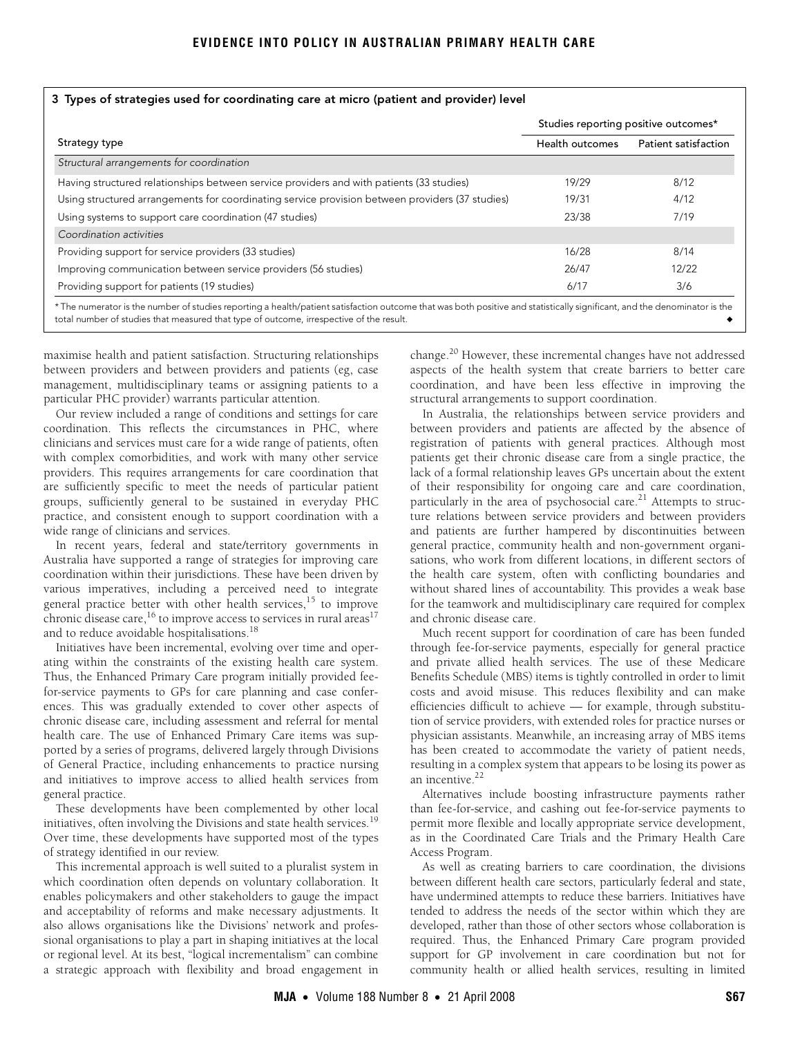**3 Types of strategies used for coordinating care at micro (patient and provider) level**

| Strategy type | Studies reporting positive outcomes* | |
|---|---|---|
| | Health outcomes | Patient satisfaction |
| *Structural arrangements for coordination* | | |
| Having structured relationships between service providers and with patients (33 studies) | 19/29 | 8/12 |
| Using structured arrangements for coordinating service provision between providers (37 studies) | 19/31 | 4/12 |
| Using systems to support care coordination (47 studies) | 23/38 | 7/19 |
| *Coordination activities* | | |
| Providing support for service providers (33 studies) | 16/28 | 8/14 |
| Improving communication between service providers (56 studies) | 26/47 | 12/22 |
| Providing support for patients (19 studies) | 6/17 | 3/6 |

* The numerator is the number of studies reporting a health/patient satisfaction outcome that was both positive and statistically significant, and the denominator is the total number of studies that measured that type of outcome, irrespective of the result.

maximise health and patient satisfaction. Structuring relationships between providers and between providers and patients (eg, case management, multidisciplinary teams or assigning patients to a particular PHC provider) warrants particular attention.

Our review included a range of conditions and settings for care coordination. This reflects the circumstances in PHC, where clinicians and services must care for a wide range of patients, often with complex comorbidities, and work with many other service providers. This requires arrangements for care coordination that are sufficiently specific to meet the needs of particular patient groups, sufficiently general to be sustained in everyday PHC practice, and consistent enough to support coordination with a wide range of clinicians and services.

In recent years, federal and state/territory governments in Australia have supported a range of strategies for improving care coordination within their jurisdictions. These have been driven by various imperatives, including a perceived need to integrate general practice better with other health services,[15] to improve chronic disease care,[16] to improve access to services in rural areas[17] and to reduce avoidable hospitalisations.[18]

Initiatives have been incremental, evolving over time and operating within the constraints of the existing health care system. Thus, the Enhanced Primary Care program initially provided fee-for-service payments to GPs for care planning and case conferences. This was gradually extended to cover other aspects of chronic disease care, including assessment and referral for mental health care. The use of Enhanced Primary Care items was supported by a series of programs, delivered largely through Divisions of General Practice, including enhancements to practice nursing and initiatives to improve access to allied health services from general practice.

These developments have been complemented by other local initiatives, often involving the Divisions and state health services.[19] Over time, these developments have supported most of the types of strategy identified in our review.

This incremental approach is well suited to a pluralist system in which coordination often depends on voluntary collaboration. It enables policymakers and other stakeholders to gauge the impact and acceptability of reforms and make necessary adjustments. It also allows organisations like the Divisions' network and professional organisations to play a part in shaping initiatives at the local or regional level. At its best, "logical incrementalism" can combine a strategic approach with flexibility and broad engagement in change.[20] However, these incremental changes have not addressed aspects of the health system that create barriers to better care coordination, and have been less effective in improving the structural arrangements to support coordination.

In Australia, the relationships between service providers and between providers and patients are affected by the absence of registration of patients with general practices. Although most patients get their chronic disease care from a single practice, the lack of a formal relationship leaves GPs uncertain about the extent of their responsibility for ongoing care and care coordination, particularly in the area of psychosocial care.[21] Attempts to structure relations between service providers and between providers and patients are further hampered by discontinuities between general practice, community health and non-government organisations, who work from different locations, in different sectors of the health care system, often with conflicting boundaries and without shared lines of accountability. This provides a weak base for the teamwork and multidisciplinary care required for complex and chronic disease care.

Much recent support for coordination of care has been funded through fee-for-service payments, especially for general practice and private allied health services. The use of these Medicare Benefits Schedule (MBS) items is tightly controlled in order to limit costs and avoid misuse. This reduces flexibility and can make efficiencies difficult to achieve — for example, through substitution of service providers, with extended roles for practice nurses or physician assistants. Meanwhile, an increasing array of MBS items has been created to accommodate the variety of patient needs, resulting in a complex system that appears to be losing its power as an incentive.[22]

Alternatives include boosting infrastructure payments rather than fee-for-service, and cashing out fee-for-service payments to permit more flexible and locally appropriate service development, as in the Coordinated Care Trials and the Primary Health Care Access Program.

As well as creating barriers to care coordination, the divisions between different health care sectors, particularly federal and state, have undermined attempts to reduce these barriers. Initiatives have tended to address the needs of the sector within which they are developed, rather than those of other sectors whose collaboration is required. Thus, the Enhanced Primary Care program provided support for GP involvement in care coordination but not for community health or allied health services, resulting in limited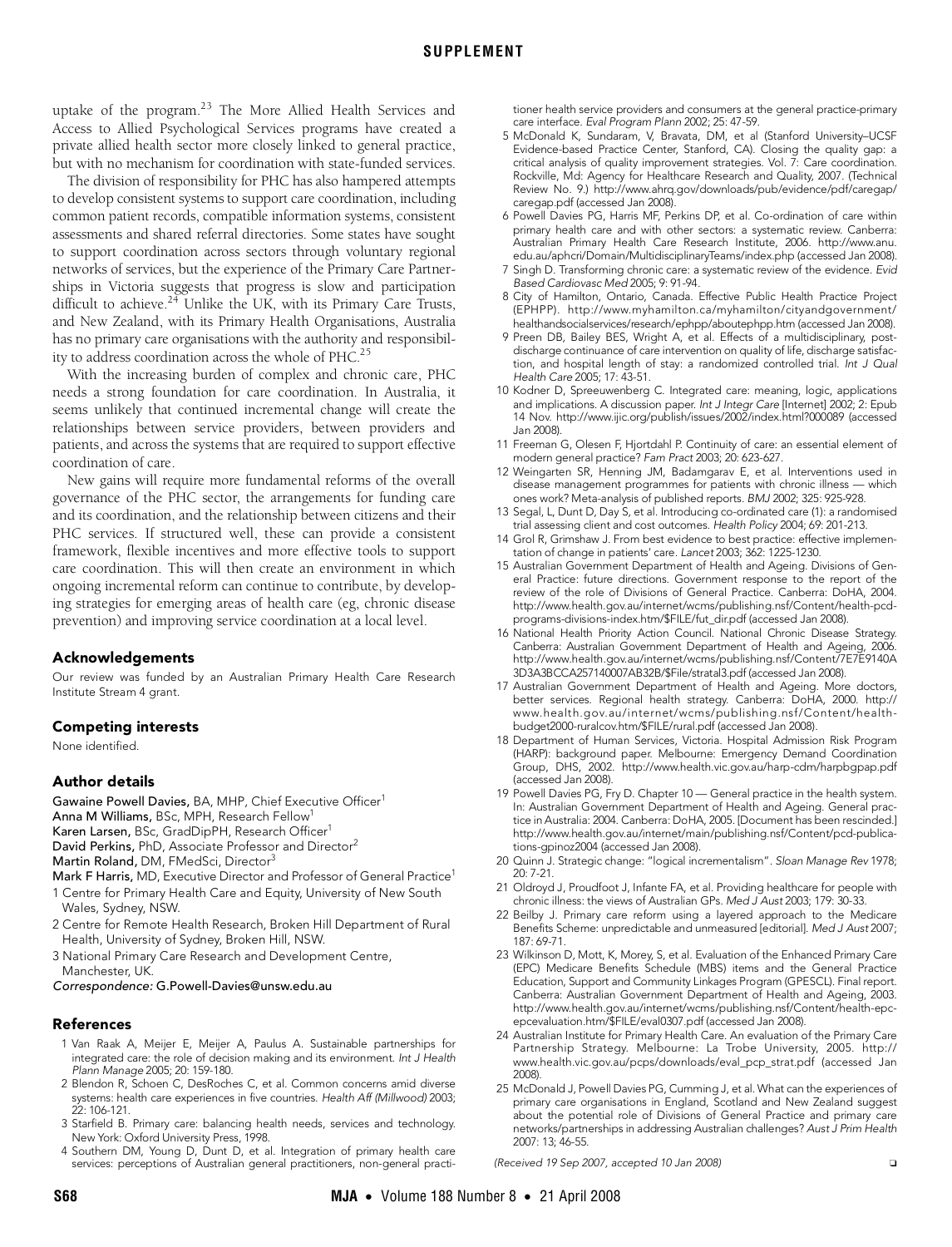uptake of the program.[23] The More Allied Health Services and Access to Allied Psychological Services programs have created a private allied health sector more closely linked to general practice, but with no mechanism for coordination with state-funded services.

The division of responsibility for PHC has also hampered attempts to develop consistent systems to support care coordination, including common patient records, compatible information systems, consistent assessments and shared referral directories. Some states have sought to support coordination across sectors through voluntary regional networks of services, but the experience of the Primary Care Partnerships in Victoria suggests that progress is slow and participation difficult to achieve.[24] Unlike the UK, with its Primary Care Trusts, and New Zealand, with its Primary Health Organisations, Australia has no primary care organisations with the authority and responsibility to address coordination across the whole of PHC.[25]

With the increasing burden of complex and chronic care, PHC needs a strong foundation for care coordination. In Australia, it seems unlikely that continued incremental change will create the relationships between service providers, between providers and patients, and across the systems that are required to support effective coordination of care.

New gains will require more fundamental reforms of the overall governance of the PHC sector, the arrangements for funding care and its coordination, and the relationship between citizens and their PHC services. If structured well, these can provide a consistent framework, flexible incentives and more effective tools to support care coordination. This will then create an environment in which ongoing incremental reform can continue to contribute, by developing strategies for emerging areas of health care (eg, chronic disease prevention) and improving service coordination at a local level.

## Acknowledgements

Our review was funded by an Australian Primary Health Care Research Institute Stream 4 grant.

## Competing interests

None identified.

## Author details

Gawaine Powell Davies, BA, MHP, Chief Executive Officer[1]
Anna M Williams, BSc, MPH, Research Fellow[1]
Karen Larsen, BSc, GradDipPH, Research Officer[1]
David Perkins, PhD, Associate Professor and Director[2]
Martin Roland, DM, FMedSci, Director[3]
Mark F Harris, MD, Executive Director and Professor of General Practice[1]

1 Centre for Primary Health Care and Equity, University of New South Wales, Sydney, NSW.
2 Centre for Remote Health Research, Broken Hill Department of Rural Health, University of Sydney, Broken Hill, NSW.
3 National Primary Care Research and Development Centre, Manchester, UK.

*Correspondence:* G.Powell-Davies@unsw.edu.au

## References

1 Van Raak A, Meijer E, Meijer A, Paulus A. Sustainable partnerships for integrated care: the role of decision making and its environment. *Int J Health Plann Manage* 2005; 20: 159-180.
2 Blendon R, Schoen C, DesRoches C, et al. Common concerns amid diverse systems: health care experiences in five countries. *Health Aff (Millwood)* 2003; 22: 106-121.
3 Starfield B. Primary care: balancing health needs, services and technology. New York: Oxford University Press, 1998.
4 Southern DM, Young D, Dunt D, et al. Integration of primary health care services: perceptions of Australian general practitioners, non-general practitioner health service providers and consumers at the general practice-primary care interface. *Eval Program Plann* 2002; 25: 47-59.
5 McDonald K, Sundaram, V, Bravata, DM, et al (Stanford University–UCSF Evidence-based Practice Center, Stanford, CA). Closing the quality gap: a critical analysis of quality improvement strategies. Vol. 7: Care coordination. Rockville, Md: Agency for Healthcare Research and Quality, 2007. (Technical Review No. 9.) http://www.ahrq.gov/downloads/pub/evidence/pdf/caregap/caregap.pdf (accessed Jan 2008).
6 Powell Davies PG, Harris MF, Perkins DP, et al. Co-ordination of care within primary health care and with other sectors: a systematic review. Canberra: Australian Primary Health Care Research Institute, 2006. http://www.anu.edu.au/aphcri/Domain/MultidisciplinaryTeams/index.php (accessed Jan 2008).
7 Singh D. Transforming chronic care: a systematic review of the evidence. *Evid Based Cardiovasc Med* 2005; 9: 91-94.
8 City of Hamilton, Ontario, Canada. Effective Public Health Practice Project (EPHPP). http://www.myhamilton.ca/myhamilton/cityandgovernment/healthandsocialservices/research/ephpp/aboutephpp.htm (accessed Jan 2008).
9 Preen DB, Bailey BES, Wright A, et al. Effects of a multidisciplinary, post-discharge continuance of care intervention on quality of life, discharge satisfaction, and hospital length of stay: a randomized controlled trial. *Int J Qual Health Care* 2005; 17: 43-51.
10 Kodner D, Spreeuwenberg C. Integrated care: meaning, logic, applications and implications. A discussion paper. *Int J Integr Care* [Internet] 2002; 2: Epub 14 Nov. http://www.ijic.org/publish/issues/2002/index.html?000089 (accessed Jan 2008).
11 Freeman G, Olesen F, Hjortdahl P. Continuity of care: an essential element of modern general practice? *Fam Pract* 2003; 20: 623-627.
12 Weingarten SR, Henning JM, Badamgarav E, et al. Interventions used in disease management programmes for patients with chronic illness — which ones work? Meta-analysis of published reports. *BMJ* 2002; 325: 925-928.
13 Segal, L, Dunt D, Day S, et al. Introducing co-ordinated care (1): a randomised trial assessing client and cost outcomes. *Health Policy* 2004; 69: 201-213.
14 Grol R, Grimshaw J. From best evidence to best practice: effective implementation of change in patients' care. *Lancet* 2003; 362: 1225-1230.
15 Australian Government Department of Health and Ageing. Divisions of General Practice: future directions. Government response to the report of the review of the role of Divisions of General Practice. Canberra: DoHA, 2004. http://www.health.gov.au/internet/wcms/publishing.nsf/Content/health-pcd-programs-divisions-index.htm/$FILE/fut_dir.pdf (accessed Jan 2008).
16 National Health Priority Action Council. National Chronic Disease Strategy. Canberra: Australian Government Department of Health and Ageing, 2006. http://www.health.gov.au/internet/wcms/publishing.nsf/Content/7E7E9140A3D3A3BCCA257140007AB32B/$File/stratal3.pdf (accessed Jan 2008).
17 Australian Government Department of Health and Ageing. More doctors, better services. Regional health strategy. Canberra: DoHA, 2000. http://www.health.gov.au/internet/wcms/publishing.nsf/Content/health-budget2000-ruralcov.htm/$FILE/rural.pdf (accessed Jan 2008).
18 Department of Human Services, Victoria. Hospital Admission Risk Program (HARP): background paper. Melbourne: Emergency Demand Coordination Group, DHS, 2002. http://www.health.vic.gov.au/harp-cdm/harpbgpap.pdf (accessed Jan 2008).
19 Powell Davies PG, Fry D. Chapter 10 — General practice in the health system. In: Australian Government Department of Health and Ageing. General practice in Australia: 2004. Canberra: DoHA, 2005. [Document has been rescinded.] http://www.health.gov.au/internet/main/publishing.nsf/Content/pcd-publications-gpinoz2004 (accessed Jan 2008).
20 Quinn J. Strategic change: "logical incrementalism". *Sloan Manage Rev* 1978; 20: 7-21.
21 Oldroyd J, Proudfoot J, Infante FA, et al. Providing healthcare for people with chronic illness: the views of Australian GPs. *Med J Aust* 2003; 179: 30-33.
22 Beilby J. Primary care reform using a layered approach to the Medicare Benefits Scheme: unpredictable and unmeasured [editorial]. *Med J Aust* 2007; 187: 69-71.
23 Wilkinson D, Mott, K, Morey, S, et al. Evaluation of the Enhanced Primary Care (EPC) Medicare Benefits Schedule (MBS) items and the General Practice Education, Support and Community Linkages Program (GPESCL). Final report. Canberra: Australian Government Department of Health and Ageing, 2003. http://www.health.gov.au/internet/wcms/publishing.nsf/Content/health-epc-epcevaluation.htm/$FILE/eval0307.pdf (accessed Jan 2008).
24 Australian Institute for Primary Health Care. An evaluation of the Primary Care Partnership Strategy. Melbourne: La Trobe University, 2005. http://www.health.vic.gov.au/pcps/downloads/eval_pcp_strat.pdf (accessed Jan 2008).
25 McDonald J, Powell Davies PG, Cumming J, et al. What can the experiences of primary care organisations in England, Scotland and New Zealand suggest about the potential role of Divisions of General Practice and primary care networks/partnerships in addressing Australian challenges? *Aust J Prim Health* 2007: 13; 46-55.

*(Received 19 Sep 2007, accepted 10 Jan 2008)*